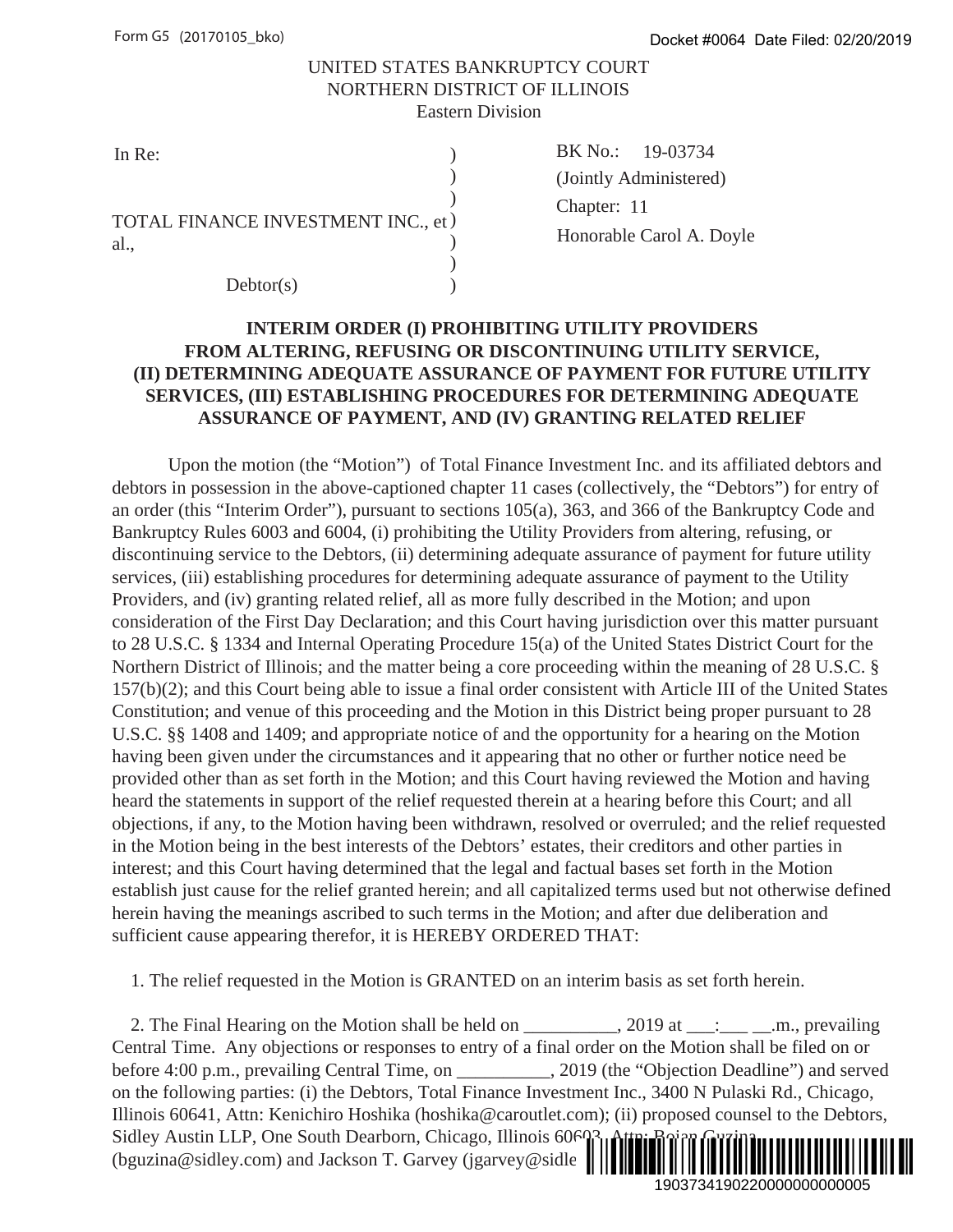UNITED STATES BANKRUPTCY COURT
NORTHERN DISTRICT OF ILLINOIS
Eastern Division

| | | |
|---|---|---|
| In Re:<br><br>TOTAL FINANCE INVESTMENT INC., et al.,<br><br>Debtor(s) | ) | BK No.: 19-03734<br>(Jointly Administered)<br>Chapter: 11<br>Honorable Carol A. Doyle |

**INTERIM ORDER (I) PROHIBITING UTILITY PROVIDERS FROM ALTERING, REFUSING OR DISCONTINUING UTILITY SERVICE, (II) DETERMINING ADEQUATE ASSURANCE OF PAYMENT FOR FUTURE UTILITY SERVICES, (III) ESTABLISHING PROCEDURES FOR DETERMINING ADEQUATE ASSURANCE OF PAYMENT, AND (IV) GRANTING RELATED RELIEF**

Upon the motion (the "Motion") of Total Finance Investment Inc. and its affiliated debtors and debtors in possession in the above-captioned chapter 11 cases (collectively, the "Debtors") for entry of an order (this "Interim Order"), pursuant to sections 105(a), 363, and 366 of the Bankruptcy Code and Bankruptcy Rules 6003 and 6004, (i) prohibiting the Utility Providers from altering, refusing, or discontinuing service to the Debtors, (ii) determining adequate assurance of payment for future utility services, (iii) establishing procedures for determining adequate assurance of payment to the Utility Providers, and (iv) granting related relief, all as more fully described in the Motion; and upon consideration of the First Day Declaration; and this Court having jurisdiction over this matter pursuant to 28 U.S.C. § 1334 and Internal Operating Procedure 15(a) of the United States District Court for the Northern District of Illinois; and the matter being a core proceeding within the meaning of 28 U.S.C. § 157(b)(2); and this Court being able to issue a final order consistent with Article III of the United States Constitution; and venue of this proceeding and the Motion in this District being proper pursuant to 28 U.S.C. §§ 1408 and 1409; and appropriate notice of and the opportunity for a hearing on the Motion having been given under the circumstances and it appearing that no other or further notice need be provided other than as set forth in the Motion; and this Court having reviewed the Motion and having heard the statements in support of the relief requested therein at a hearing before this Court; and all objections, if any, to the Motion having been withdrawn, resolved or overruled; and the relief requested in the Motion being in the best interests of the Debtors' estates, their creditors and other parties in interest; and this Court having determined that the legal and factual bases set forth in the Motion establish just cause for the relief granted herein; and all capitalized terms used but not otherwise defined herein having the meanings ascribed to such terms in the Motion; and after due deliberation and sufficient cause appearing therefor, it is HEREBY ORDERED THAT:

1. The relief requested in the Motion is GRANTED on an interim basis as set forth herein.

2. The Final Hearing on the Motion shall be held on __________, 2019 at ___:___ __.m., prevailing Central Time. Any objections or responses to entry of a final order on the Motion shall be filed on or before 4:00 p.m., prevailing Central Time, on __________, 2019 (the "Objection Deadline") and served on the following parties: (i) the Debtors, Total Finance Investment Inc., 3400 N Pulaski Rd., Chicago, Illinois 60641, Attn: Kenichiro Hoshika (hoshika@caroutlet.com); (ii) proposed counsel to the Debtors, Sidley Austin LLP, One South Dearborn, Chicago, Illinois 60603, Attn: Bojan Guzina (bguzina@sidley.com) and Jackson T. Garvey (jgarvey@sidle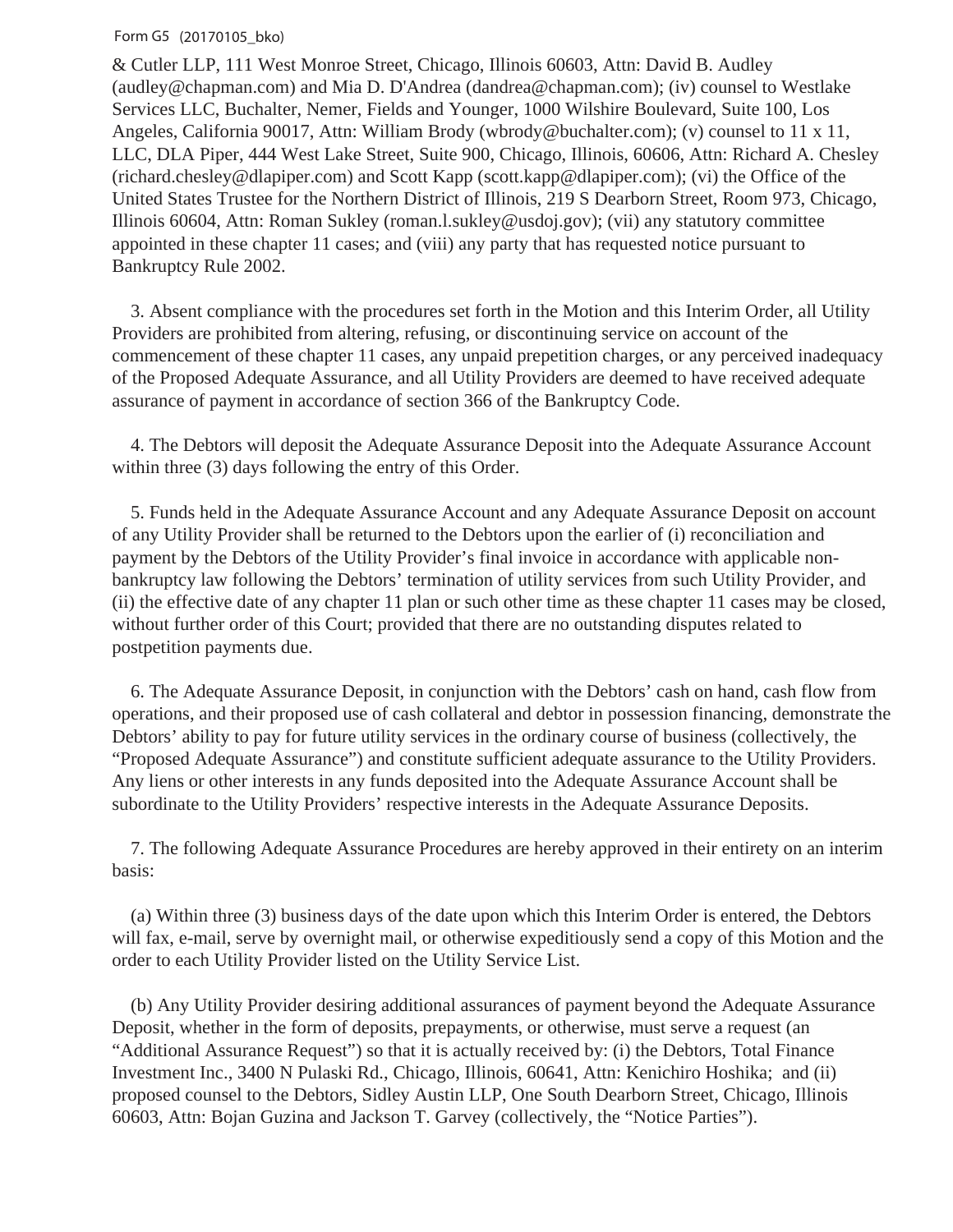& Cutler LLP, 111 West Monroe Street, Chicago, Illinois 60603, Attn: David B. Audley (audley@chapman.com) and Mia D. D'Andrea (dandrea@chapman.com); (iv) counsel to Westlake Services LLC, Buchalter, Nemer, Fields and Younger, 1000 Wilshire Boulevard, Suite 100, Los Angeles, California 90017, Attn: William Brody (wbrody@buchalter.com); (v) counsel to 11 x 11, LLC, DLA Piper, 444 West Lake Street, Suite 900, Chicago, Illinois, 60606, Attn: Richard A. Chesley (richard.chesley@dlapiper.com) and Scott Kapp (scott.kapp@dlapiper.com); (vi) the Office of the United States Trustee for the Northern District of Illinois, 219 S Dearborn Street, Room 973, Chicago, Illinois 60604, Attn: Roman Sukley (roman.l.sukley@usdoj.gov); (vii) any statutory committee appointed in these chapter 11 cases; and (viii) any party that has requested notice pursuant to Bankruptcy Rule 2002.

3. Absent compliance with the procedures set forth in the Motion and this Interim Order, all Utility Providers are prohibited from altering, refusing, or discontinuing service on account of the commencement of these chapter 11 cases, any unpaid prepetition charges, or any perceived inadequacy of the Proposed Adequate Assurance, and all Utility Providers are deemed to have received adequate assurance of payment in accordance of section 366 of the Bankruptcy Code.

4. The Debtors will deposit the Adequate Assurance Deposit into the Adequate Assurance Account within three (3) days following the entry of this Order.

5. Funds held in the Adequate Assurance Account and any Adequate Assurance Deposit on account of any Utility Provider shall be returned to the Debtors upon the earlier of (i) reconciliation and payment by the Debtors of the Utility Provider's final invoice in accordance with applicable non-bankruptcy law following the Debtors' termination of utility services from such Utility Provider, and (ii) the effective date of any chapter 11 plan or such other time as these chapter 11 cases may be closed, without further order of this Court; provided that there are no outstanding disputes related to postpetition payments due.

6. The Adequate Assurance Deposit, in conjunction with the Debtors' cash on hand, cash flow from operations, and their proposed use of cash collateral and debtor in possession financing, demonstrate the Debtors' ability to pay for future utility services in the ordinary course of business (collectively, the "Proposed Adequate Assurance") and constitute sufficient adequate assurance to the Utility Providers. Any liens or other interests in any funds deposited into the Adequate Assurance Account shall be subordinate to the Utility Providers' respective interests in the Adequate Assurance Deposits.

7. The following Adequate Assurance Procedures are hereby approved in their entirety on an interim basis:

(a) Within three (3) business days of the date upon which this Interim Order is entered, the Debtors will fax, e-mail, serve by overnight mail, or otherwise expeditiously send a copy of this Motion and the order to each Utility Provider listed on the Utility Service List.

(b) Any Utility Provider desiring additional assurances of payment beyond the Adequate Assurance Deposit, whether in the form of deposits, prepayments, or otherwise, must serve a request (an "Additional Assurance Request") so that it is actually received by: (i) the Debtors, Total Finance Investment Inc., 3400 N Pulaski Rd., Chicago, Illinois, 60641, Attn: Kenichiro Hoshika; and (ii) proposed counsel to the Debtors, Sidley Austin LLP, One South Dearborn Street, Chicago, Illinois 60603, Attn: Bojan Guzina and Jackson T. Garvey (collectively, the "Notice Parties").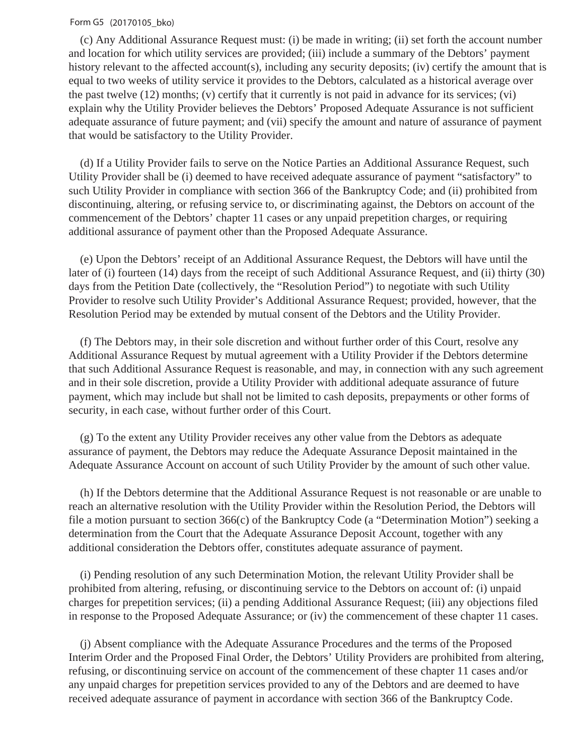(c) Any Additional Assurance Request must: (i) be made in writing; (ii) set forth the account number and location for which utility services are provided; (iii) include a summary of the Debtors' payment history relevant to the affected account(s), including any security deposits; (iv) certify the amount that is equal to two weeks of utility service it provides to the Debtors, calculated as a historical average over the past twelve (12) months; (v) certify that it currently is not paid in advance for its services; (vi) explain why the Utility Provider believes the Debtors' Proposed Adequate Assurance is not sufficient adequate assurance of future payment; and (vii) specify the amount and nature of assurance of payment that would be satisfactory to the Utility Provider.

(d) If a Utility Provider fails to serve on the Notice Parties an Additional Assurance Request, such Utility Provider shall be (i) deemed to have received adequate assurance of payment "satisfactory" to such Utility Provider in compliance with section 366 of the Bankruptcy Code; and (ii) prohibited from discontinuing, altering, or refusing service to, or discriminating against, the Debtors on account of the commencement of the Debtors' chapter 11 cases or any unpaid prepetition charges, or requiring additional assurance of payment other than the Proposed Adequate Assurance.

(e) Upon the Debtors' receipt of an Additional Assurance Request, the Debtors will have until the later of (i) fourteen (14) days from the receipt of such Additional Assurance Request, and (ii) thirty (30) days from the Petition Date (collectively, the "Resolution Period") to negotiate with such Utility Provider to resolve such Utility Provider's Additional Assurance Request; provided, however, that the Resolution Period may be extended by mutual consent of the Debtors and the Utility Provider.

(f) The Debtors may, in their sole discretion and without further order of this Court, resolve any Additional Assurance Request by mutual agreement with a Utility Provider if the Debtors determine that such Additional Assurance Request is reasonable, and may, in connection with any such agreement and in their sole discretion, provide a Utility Provider with additional adequate assurance of future payment, which may include but shall not be limited to cash deposits, prepayments or other forms of security, in each case, without further order of this Court.

(g) To the extent any Utility Provider receives any other value from the Debtors as adequate assurance of payment, the Debtors may reduce the Adequate Assurance Deposit maintained in the Adequate Assurance Account on account of such Utility Provider by the amount of such other value.

(h) If the Debtors determine that the Additional Assurance Request is not reasonable or are unable to reach an alternative resolution with the Utility Provider within the Resolution Period, the Debtors will file a motion pursuant to section 366(c) of the Bankruptcy Code (a "Determination Motion") seeking a determination from the Court that the Adequate Assurance Deposit Account, together with any additional consideration the Debtors offer, constitutes adequate assurance of payment.

(i) Pending resolution of any such Determination Motion, the relevant Utility Provider shall be prohibited from altering, refusing, or discontinuing service to the Debtors on account of: (i) unpaid charges for prepetition services; (ii) a pending Additional Assurance Request; (iii) any objections filed in response to the Proposed Adequate Assurance; or (iv) the commencement of these chapter 11 cases.

(j) Absent compliance with the Adequate Assurance Procedures and the terms of the Proposed Interim Order and the Proposed Final Order, the Debtors' Utility Providers are prohibited from altering, refusing, or discontinuing service on account of the commencement of these chapter 11 cases and/or any unpaid charges for prepetition services provided to any of the Debtors and are deemed to have received adequate assurance of payment in accordance with section 366 of the Bankruptcy Code.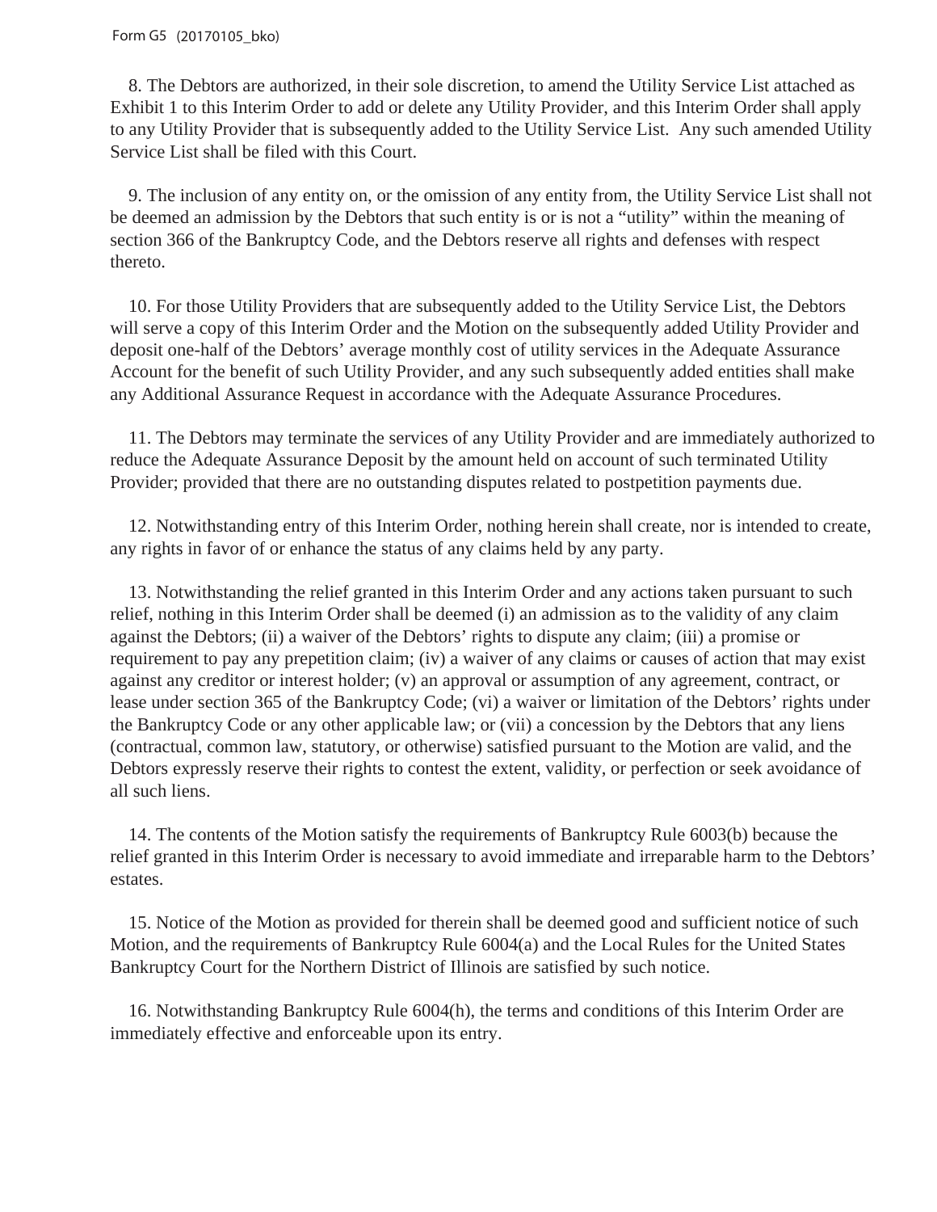8. The Debtors are authorized, in their sole discretion, to amend the Utility Service List attached as Exhibit 1 to this Interim Order to add or delete any Utility Provider, and this Interim Order shall apply to any Utility Provider that is subsequently added to the Utility Service List. Any such amended Utility Service List shall be filed with this Court.

9. The inclusion of any entity on, or the omission of any entity from, the Utility Service List shall not be deemed an admission by the Debtors that such entity is or is not a "utility" within the meaning of section 366 of the Bankruptcy Code, and the Debtors reserve all rights and defenses with respect thereto.

10. For those Utility Providers that are subsequently added to the Utility Service List, the Debtors will serve a copy of this Interim Order and the Motion on the subsequently added Utility Provider and deposit one-half of the Debtors' average monthly cost of utility services in the Adequate Assurance Account for the benefit of such Utility Provider, and any such subsequently added entities shall make any Additional Assurance Request in accordance with the Adequate Assurance Procedures.

11. The Debtors may terminate the services of any Utility Provider and are immediately authorized to reduce the Adequate Assurance Deposit by the amount held on account of such terminated Utility Provider; provided that there are no outstanding disputes related to postpetition payments due.

12. Notwithstanding entry of this Interim Order, nothing herein shall create, nor is intended to create, any rights in favor of or enhance the status of any claims held by any party.

13. Notwithstanding the relief granted in this Interim Order and any actions taken pursuant to such relief, nothing in this Interim Order shall be deemed (i) an admission as to the validity of any claim against the Debtors; (ii) a waiver of the Debtors' rights to dispute any claim; (iii) a promise or requirement to pay any prepetition claim; (iv) a waiver of any claims or causes of action that may exist against any creditor or interest holder; (v) an approval or assumption of any agreement, contract, or lease under section 365 of the Bankruptcy Code; (vi) a waiver or limitation of the Debtors' rights under the Bankruptcy Code or any other applicable law; or (vii) a concession by the Debtors that any liens (contractual, common law, statutory, or otherwise) satisfied pursuant to the Motion are valid, and the Debtors expressly reserve their rights to contest the extent, validity, or perfection or seek avoidance of all such liens.

14. The contents of the Motion satisfy the requirements of Bankruptcy Rule 6003(b) because the relief granted in this Interim Order is necessary to avoid immediate and irreparable harm to the Debtors' estates.

15. Notice of the Motion as provided for therein shall be deemed good and sufficient notice of such Motion, and the requirements of Bankruptcy Rule 6004(a) and the Local Rules for the United States Bankruptcy Court for the Northern District of Illinois are satisfied by such notice.

16. Notwithstanding Bankruptcy Rule 6004(h), the terms and conditions of this Interim Order are immediately effective and enforceable upon its entry.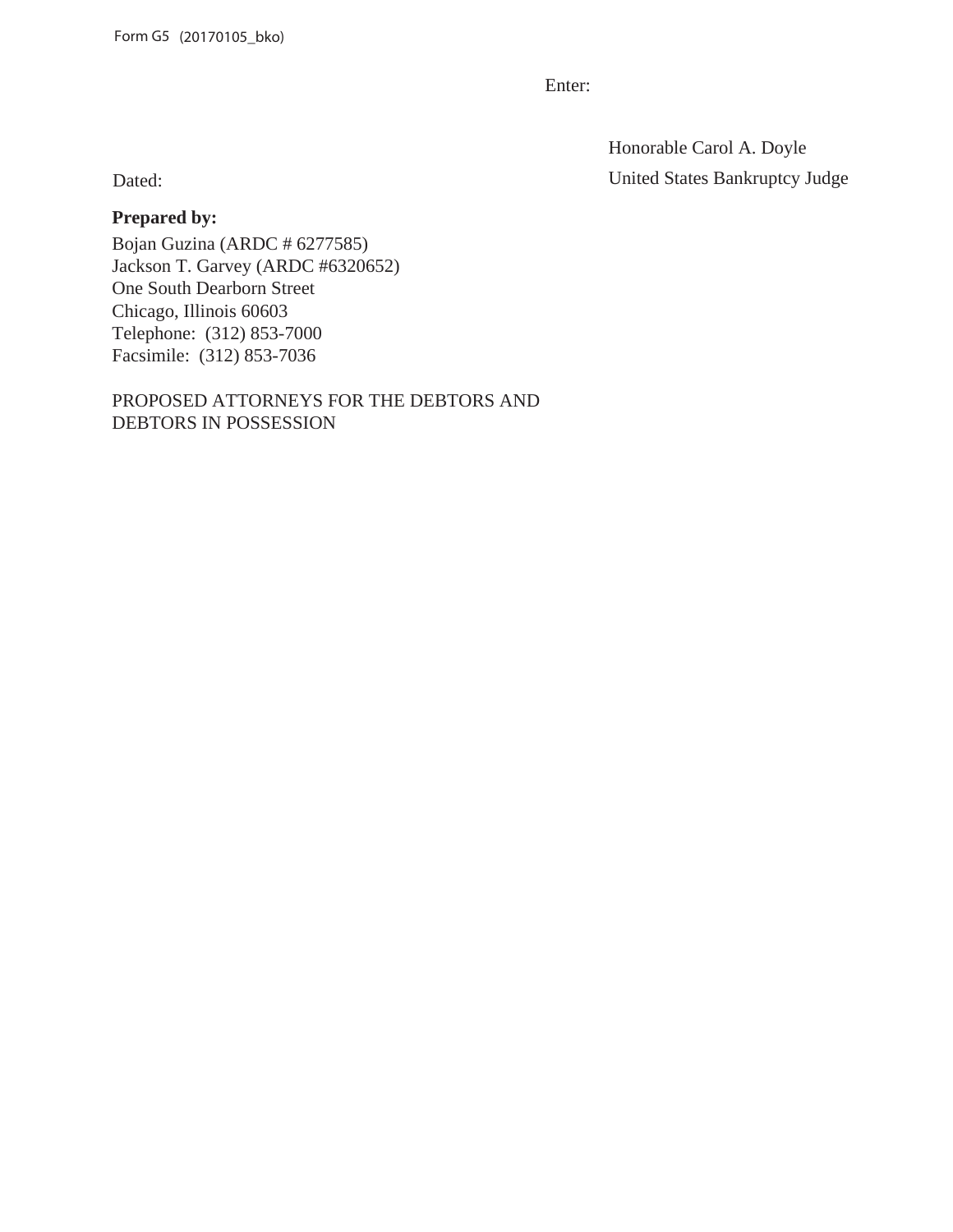Form G5 (20170105_bko)

Enter:

Honorable Carol A. Doyle
United States Bankruptcy Judge

Dated:

**Prepared by:**

Bojan Guzina (ARDC # 6277585)
Jackson T. Garvey (ARDC #6320652)
One South Dearborn Street
Chicago, Illinois 60603
Telephone: (312) 853-7000
Facsimile: (312) 853-7036

PROPOSED ATTORNEYS FOR THE DEBTORS AND DEBTORS IN POSSESSION